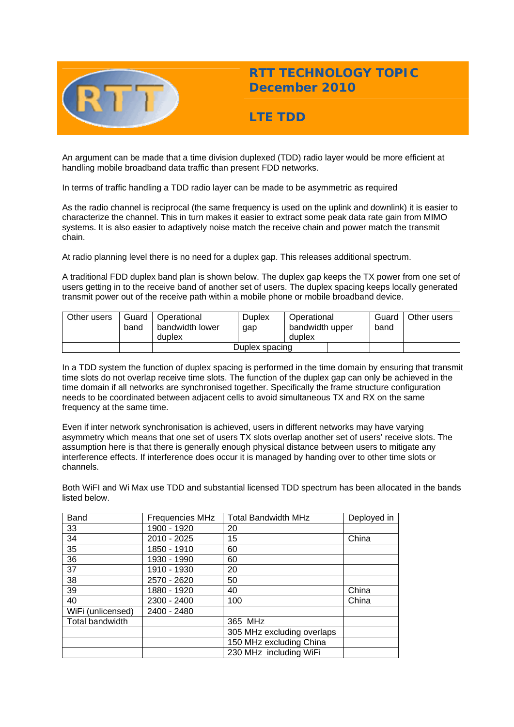# RTT TECHNOLOGY TOPIC December 2010

## LTE TDD

An argument can be made that a time division duplexed (TDD) radio layer would be more efficient at handling mobile broadband data traffic than present FDD networks.

In terms of traffic handling a TDD radio layer can be made to be asymmetric as required

As the radio channel is reciprocal (the same frequency is used on the uplink and downlink) it is easier to characterize the channel. This in turn makes it easier to extract some peak data rate gain from MIMO systems. It is also easier to adaptively noise match the receive chain and power match the transmit chain.

At radio planning level there is no need for a duplex gap. This releases additional spectrum.

A traditional FDD duplex band plan is shown below. The duplex gap keeps the TX power from one set of users getting in to the receive band of another set of users. The duplex spacing keeps locally generated transmit power out of the receive path within a mobile phone or mobile broadband device.

| Other users | Guard band | Operational bandwidth lower duplex | | Duplex gap | Operational bandwidth upper duplex | | Guard band | Other users |
|---|---|---|---|---|---|---|---|---|
| | | | Duplex spacing | | | | | |

In a TDD system the function of duplex spacing is performed in the time domain by ensuring that transmit time slots do not overlap receive time slots. The function of the duplex gap can only be achieved in the time domain if all networks are synchronised together. Specifically the frame structure configuration needs to be coordinated between adjacent cells to avoid simultaneous TX and RX on the same frequency at the same time.

Even if inter network synchronisation is achieved, users in different networks may have varying asymmetry which means that one set of users TX slots overlap another set of users' receive slots. The assumption here is that there is generally enough physical distance between users to mitigate any interference effects. If interference does occur it is managed by handing over to other time slots or channels.

Both WiFI and Wi Max use TDD and substantial licensed TDD spectrum has been allocated in the bands listed below.

| Band | Frequencies MHz | Total Bandwidth MHz | Deployed in |
|---|---|---|---|
| 33 | 1900 - 1920 | 20 | |
| 34 | 2010 - 2025 | 15 | China |
| 35 | 1850 - 1910 | 60 | |
| 36 | 1930 - 1990 | 60 | |
| 37 | 1910 - 1930 | 20 | |
| 38 | 2570 - 2620 | 50 | |
| 39 | 1880 - 1920 | 40 | China |
| 40 | 2300 - 2400 | 100 | China |
| WiFi (unlicensed) | 2400 - 2480 | | |
| Total bandwidth | | 365 MHz | |
| | | 305 MHz excluding overlaps | |
| | | 150 MHz excluding China | |
| | | 230 MHz including WiFi | |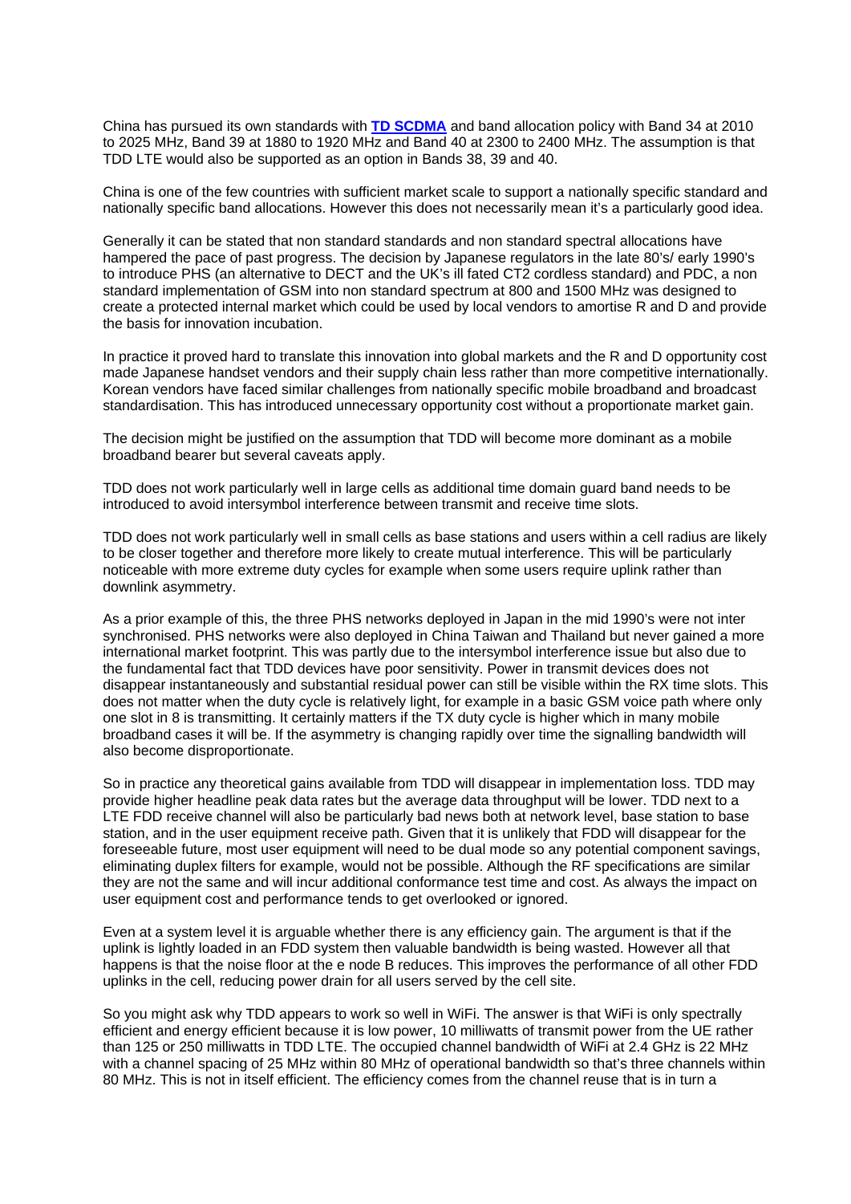China has pursued its own standards with **[TD SCDMA]** and band allocation policy with Band 34 at 2010 to 2025 MHz, Band 39 at 1880 to 1920 MHz and Band 40 at 2300 to 2400 MHz. The assumption is that TDD LTE would also be supported as an option in Bands 38, 39 and 40.

China is one of the few countries with sufficient market scale to support a nationally specific standard and nationally specific band allocations. However this does not necessarily mean it's a particularly good idea.

Generally it can be stated that non standard standards and non standard spectral allocations have hampered the pace of past progress. The decision by Japanese regulators in the late 80's/ early 1990's to introduce PHS (an alternative to DECT and the UK's ill fated CT2 cordless standard) and PDC, a non standard implementation of GSM into non standard spectrum at 800 and 1500 MHz was designed to create a protected internal market which could be used by local vendors to amortise R and D and provide the basis for innovation incubation.

In practice it proved hard to translate this innovation into global markets and the R and D opportunity cost made Japanese handset vendors and their supply chain less rather than more competitive internationally. Korean vendors have faced similar challenges from nationally specific mobile broadband and broadcast standardisation. This has introduced unnecessary opportunity cost without a proportionate market gain.

The decision might be justified on the assumption that TDD will become more dominant as a mobile broadband bearer but several caveats apply.

TDD does not work particularly well in large cells as additional time domain guard band needs to be introduced to avoid intersymbol interference between transmit and receive time slots.

TDD does not work particularly well in small cells as base stations and users within a cell radius are likely to be closer together and therefore more likely to create mutual interference. This will be particularly noticeable with more extreme duty cycles for example when some users require uplink rather than downlink asymmetry.

As a prior example of this, the three PHS networks deployed in Japan in the mid 1990's were not inter synchronised. PHS networks were also deployed in China Taiwan and Thailand but never gained a more international market footprint. This was partly due to the intersymbol interference issue but also due to the fundamental fact that TDD devices have poor sensitivity. Power in transmit devices does not disappear instantaneously and substantial residual power can still be visible within the RX time slots. This does not matter when the duty cycle is relatively light, for example in a basic GSM voice path where only one slot in 8 is transmitting. It certainly matters if the TX duty cycle is higher which in many mobile broadband cases it will be. If the asymmetry is changing rapidly over time the signalling bandwidth will also become disproportionate.

So in practice any theoretical gains available from TDD will disappear in implementation loss. TDD may provide higher headline peak data rates but the average data throughput will be lower. TDD next to a LTE FDD receive channel will also be particularly bad news both at network level, base station to base station, and in the user equipment receive path. Given that it is unlikely that FDD will disappear for the foreseeable future, most user equipment will need to be dual mode so any potential component savings, eliminating duplex filters for example, would not be possible. Although the RF specifications are similar they are not the same and will incur additional conformance test time and cost. As always the impact on user equipment cost and performance tends to get overlooked or ignored.

Even at a system level it is arguable whether there is any efficiency gain. The argument is that if the uplink is lightly loaded in an FDD system then valuable bandwidth is being wasted. However all that happens is that the noise floor at the e node B reduces. This improves the performance of all other FDD uplinks in the cell, reducing power drain for all users served by the cell site.

So you might ask why TDD appears to work so well in WiFi. The answer is that WiFi is only spectrally efficient and energy efficient because it is low power, 10 milliwatts of transmit power from the UE rather than 125 or 250 milliwatts in TDD LTE. The occupied channel bandwidth of WiFi at 2.4 GHz is 22 MHz with a channel spacing of 25 MHz within 80 MHz of operational bandwidth so that's three channels within 80 MHz. This is not in itself efficient. The efficiency comes from the channel reuse that is in turn a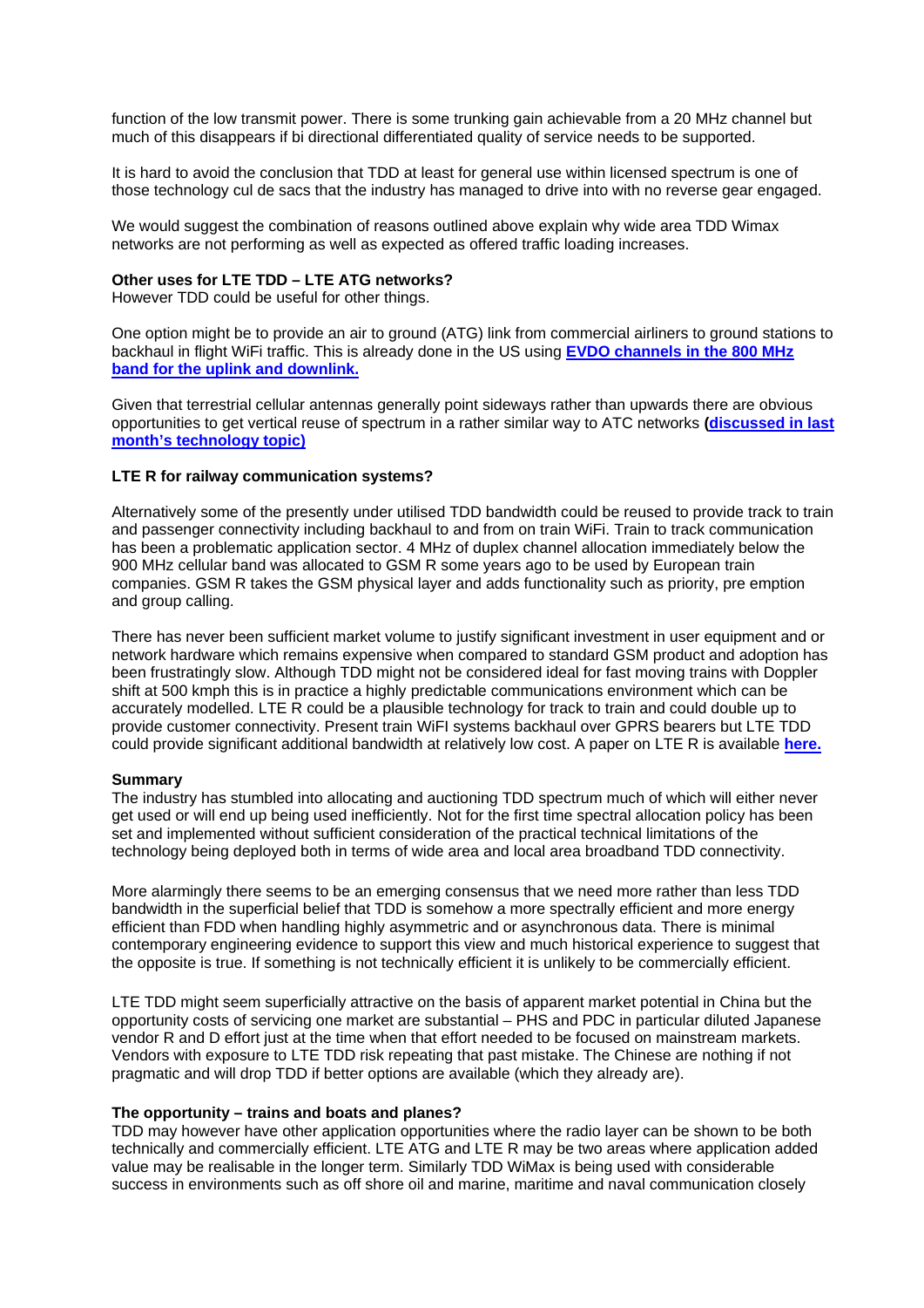function of the low transmit power. There is some trunking gain achievable from a 20 MHz channel but much of this disappears if bi directional differentiated quality of service needs to be supported.

It is hard to avoid the conclusion that TDD at least for general use within licensed spectrum is one of those technology cul de sacs that the industry has managed to drive into with no reverse gear engaged.

We would suggest the combination of reasons outlined above explain why wide area TDD Wimax networks are not performing as well as expected as offered traffic loading increases.

**Other uses for LTE TDD – LTE ATG networks?**
However TDD could be useful for other things.

One option might be to provide an air to ground (ATG) link from commercial airliners to ground stations to backhaul in flight WiFi traffic. This is already done in the US using **EVDO channels in the 800 MHz band for the uplink and downlink.**

Given that terrestrial cellular antennas generally point sideways rather than upwards there are obvious opportunities to get vertical reuse of spectrum in a rather similar way to ATC networks **(discussed in last month's technology topic)**

**LTE R for railway communication systems?**

Alternatively some of the presently under utilised TDD bandwidth could be reused to provide track to train and passenger connectivity including backhaul to and from on train WiFi. Train to track communication has been a problematic application sector. 4 MHz of duplex channel allocation immediately below the 900 MHz cellular band was allocated to GSM R some years ago to be used by European train companies. GSM R takes the GSM physical layer and adds functionality such as priority, pre emption and group calling.

There has never been sufficient market volume to justify significant investment in user equipment and or network hardware which remains expensive when compared to standard GSM product and adoption has been frustratingly slow. Although TDD might not be considered ideal for fast moving trains with Doppler shift at 500 kmph this is in practice a highly predictable communications environment which can be accurately modelled. LTE R could be a plausible technology for track to train and could double up to provide customer connectivity. Present train WiFI systems backhaul over GPRS bearers but LTE TDD could provide significant additional bandwidth at relatively low cost. A paper on LTE R is available **here.**

**Summary**
The industry has stumbled into allocating and auctioning TDD spectrum much of which will either never get used or will end up being used inefficiently. Not for the first time spectral allocation policy has been set and implemented without sufficient consideration of the practical technical limitations of the technology being deployed both in terms of wide area and local area broadband TDD connectivity.

More alarmingly there seems to be an emerging consensus that we need more rather than less TDD bandwidth in the superficial belief that TDD is somehow a more spectrally efficient and more energy efficient than FDD when handling highly asymmetric and or asynchronous data. There is minimal contemporary engineering evidence to support this view and much historical experience to suggest that the opposite is true. If something is not technically efficient it is unlikely to be commercially efficient.

LTE TDD might seem superficially attractive on the basis of apparent market potential in China but the opportunity costs of servicing one market are substantial – PHS and PDC in particular diluted Japanese vendor R and D effort just at the time when that effort needed to be focused on mainstream markets. Vendors with exposure to LTE TDD risk repeating that past mistake. The Chinese are nothing if not pragmatic and will drop TDD if better options are available (which they already are).

**The opportunity – trains and boats and planes?**
TDD may however have other application opportunities where the radio layer can be shown to be both technically and commercially efficient. LTE ATG and LTE R may be two areas where application added value may be realisable in the longer term. Similarly TDD WiMax is being used with considerable success in environments such as off shore oil and marine, maritime and naval communication closely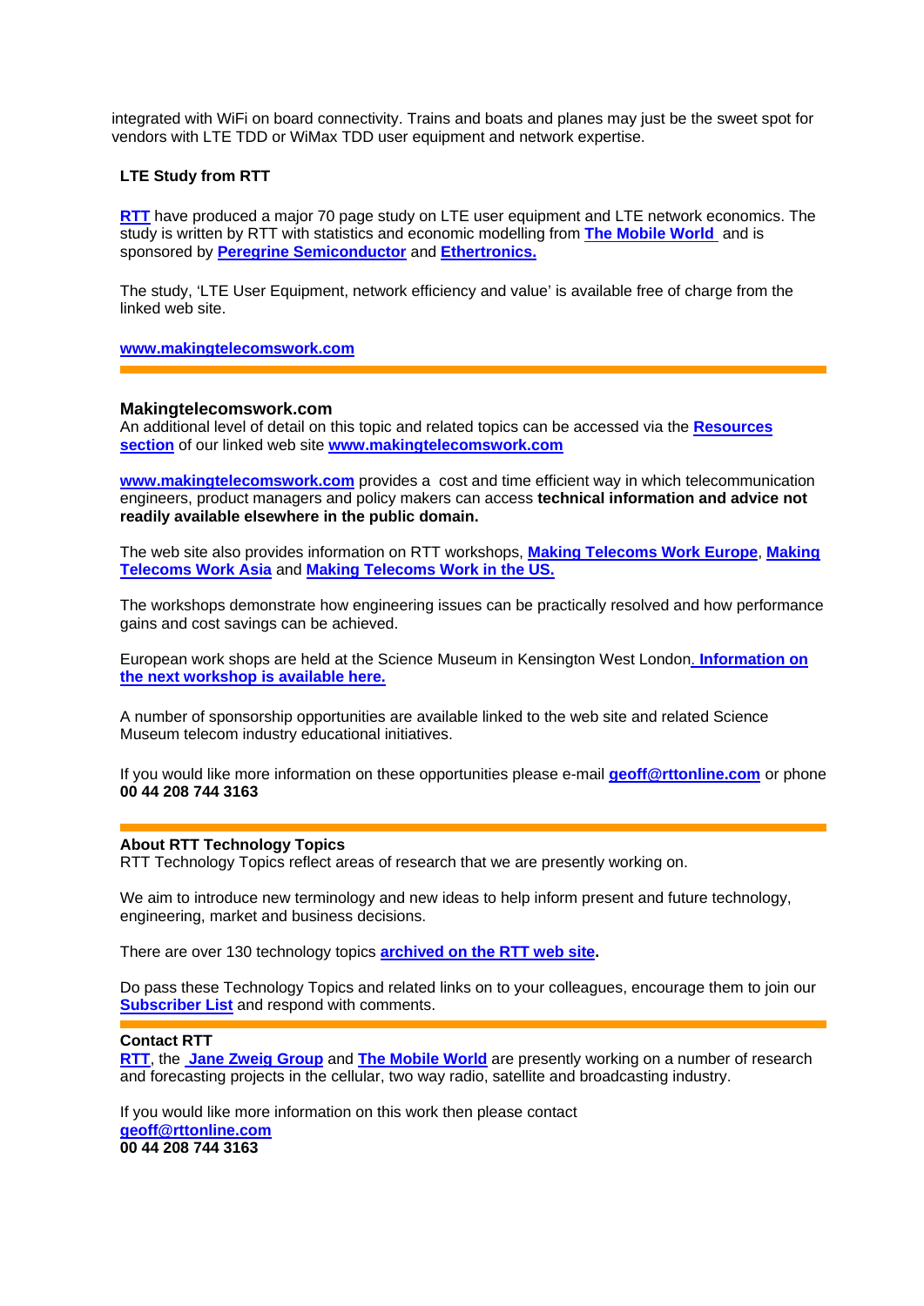integrated with WiFi on board connectivity. Trains and boats and planes may just be the sweet spot for vendors with LTE TDD or WiMax TDD user equipment and network expertise.

**LTE Study from RTT**

**RTT** have produced a major 70 page study on LTE user equipment and LTE network economics. The study is written by RTT with statistics and economic modelling from **The Mobile World** and is sponsored by **Peregrine Semiconductor** and **Ethertronics.**

The study, 'LTE User Equipment, network efficiency and value' is available free of charge from the linked web site.

**www.makingtelecomswork.com**

---

### Makingtelecomswork.com

An additional level of detail on this topic and related topics can be accessed via the **Resources section** of our linked web site **www.makingtelecomswork.com**

**www.makingtelecomswork.com** provides a cost and time efficient way in which telecommunication engineers, product managers and policy makers can access **technical information and advice not readily available elsewhere in the public domain.**

The web site also provides information on RTT workshops, **Making Telecoms Work Europe**, **Making Telecoms Work Asia** and **Making Telecoms Work in the US.**

The workshops demonstrate how engineering issues can be practically resolved and how performance gains and cost savings can be achieved.

European work shops are held at the Science Museum in Kensington West London**. Information on the next workshop is available here.**

A number of sponsorship opportunities are available linked to the web site and related Science Museum telecom industry educational initiatives.

If you would like more information on these opportunities please e-mail **geoff@rttonline.com** or phone **00 44 208 744 3163**

---

**About RTT Technology Topics**

RTT Technology Topics reflect areas of research that we are presently working on.

We aim to introduce new terminology and new ideas to help inform present and future technology, engineering, market and business decisions.

There are over 130 technology topics **archived on the RTT web site.**

Do pass these Technology Topics and related links on to your colleagues, encourage them to join our **Subscriber List** and respond with comments.

---

**Contact RTT**

**RTT**, the **Jane Zweig Group** and **The Mobile World** are presently working on a number of research and forecasting projects in the cellular, two way radio, satellite and broadcasting industry.

If you would like more information on this work then please contact
**geoff@rttonline.com**
**00 44 208 744 3163**